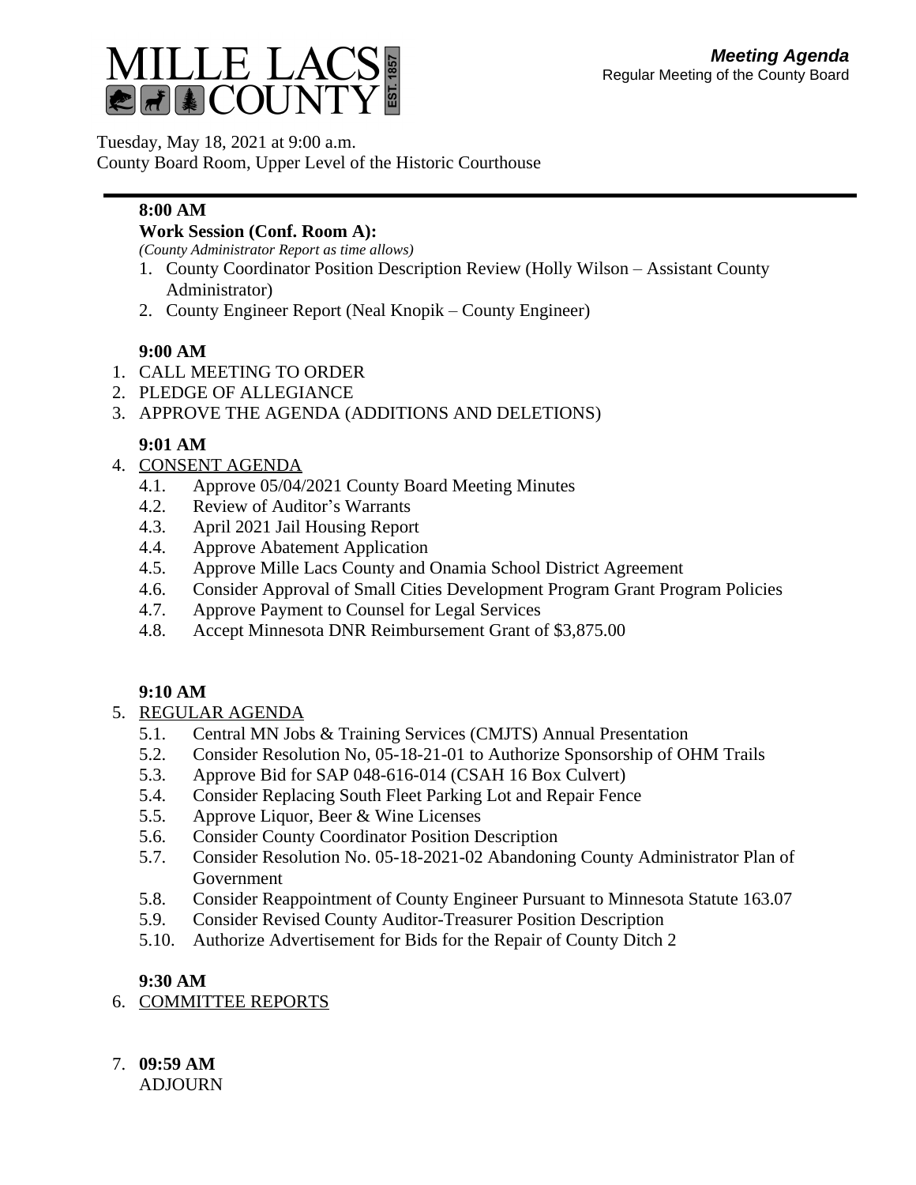# MILLE LACS COUNTY

EST. 1857

***Meeting Agenda***
Regular Meeting of the County Board

Tuesday, May 18, 2021 at 9:00 a.m.
County Board Room, Upper Level of the Historic Courthouse

---

**8:00 AM**

**Work Session (Conf. Room A):**
*(County Administrator Report as time allows)*

1. County Coordinator Position Description Review (Holly Wilson – Assistant County Administrator)
2. County Engineer Report (Neal Knopik – County Engineer)

**9:00 AM**

1. CALL MEETING TO ORDER
2. PLEDGE OF ALLEGIANCE
3. APPROVE THE AGENDA (ADDITIONS AND DELETIONS)

**9:01 AM**

4. CONSENT AGENDA
   - 4.1. Approve 05/04/2021 County Board Meeting Minutes
   - 4.2. Review of Auditor's Warrants
   - 4.3. April 2021 Jail Housing Report
   - 4.4. Approve Abatement Application
   - 4.5. Approve Mille Lacs County and Onamia School District Agreement
   - 4.6. Consider Approval of Small Cities Development Program Grant Program Policies
   - 4.7. Approve Payment to Counsel for Legal Services
   - 4.8. Accept Minnesota DNR Reimbursement Grant of $3,875.00

**9:10 AM**

5. REGULAR AGENDA
   - 5.1. Central MN Jobs & Training Services (CMJTS) Annual Presentation
   - 5.2. Consider Resolution No, 05-18-21-01 to Authorize Sponsorship of OHM Trails
   - 5.3. Approve Bid for SAP 048-616-014 (CSAH 16 Box Culvert)
   - 5.4. Consider Replacing South Fleet Parking Lot and Repair Fence
   - 5.5. Approve Liquor, Beer & Wine Licenses
   - 5.6. Consider County Coordinator Position Description
   - 5.7. Consider Resolution No. 05-18-2021-02 Abandoning County Administrator Plan of Government
   - 5.8. Consider Reappointment of County Engineer Pursuant to Minnesota Statute 163.07
   - 5.9. Consider Revised County Auditor-Treasurer Position Description
   - 5.10. Authorize Advertisement for Bids for the Repair of County Ditch 2

**9:30 AM**

6. COMMITTEE REPORTS

7. **09:59 AM**
   ADJOURN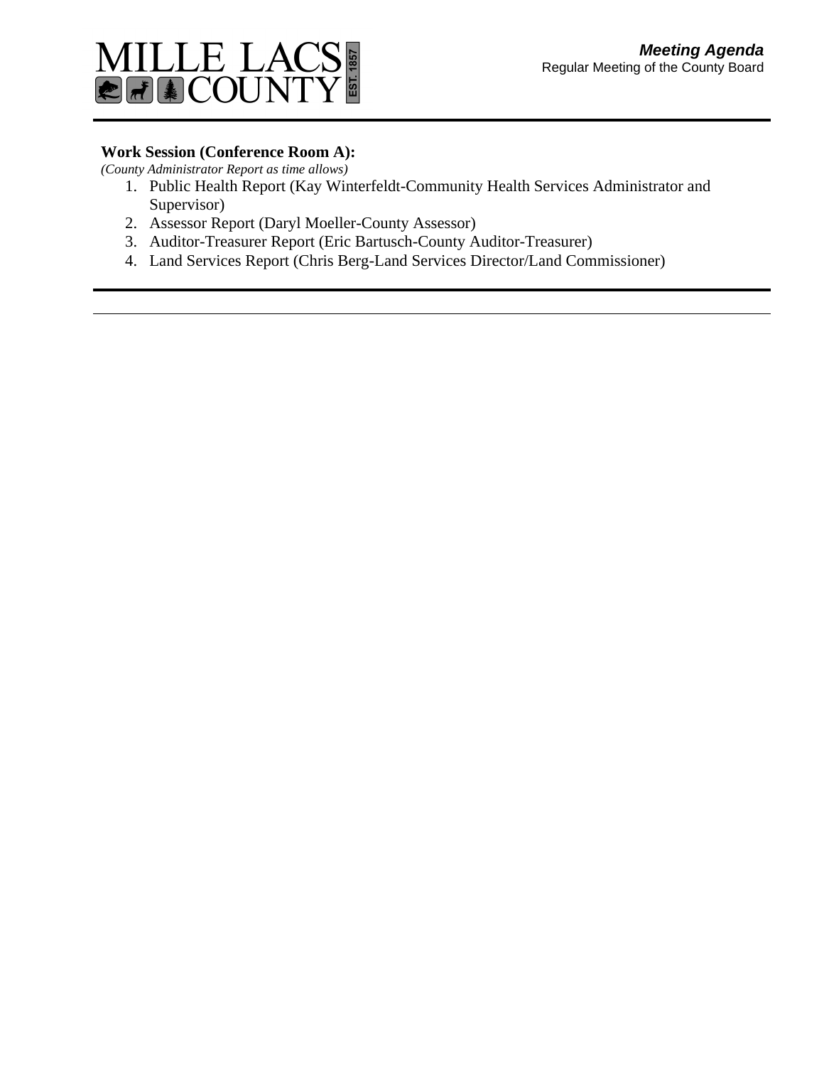**Work Session (Conference Room A):**

*(County Administrator Report as time allows)*

1. Public Health Report (Kay Winterfeldt-Community Health Services Administrator and Supervisor)
2. Assessor Report (Daryl Moeller-County Assessor)
3. Auditor-Treasurer Report (Eric Bartusch-County Auditor-Treasurer)
4. Land Services Report (Chris Berg-Land Services Director/Land Commissioner)